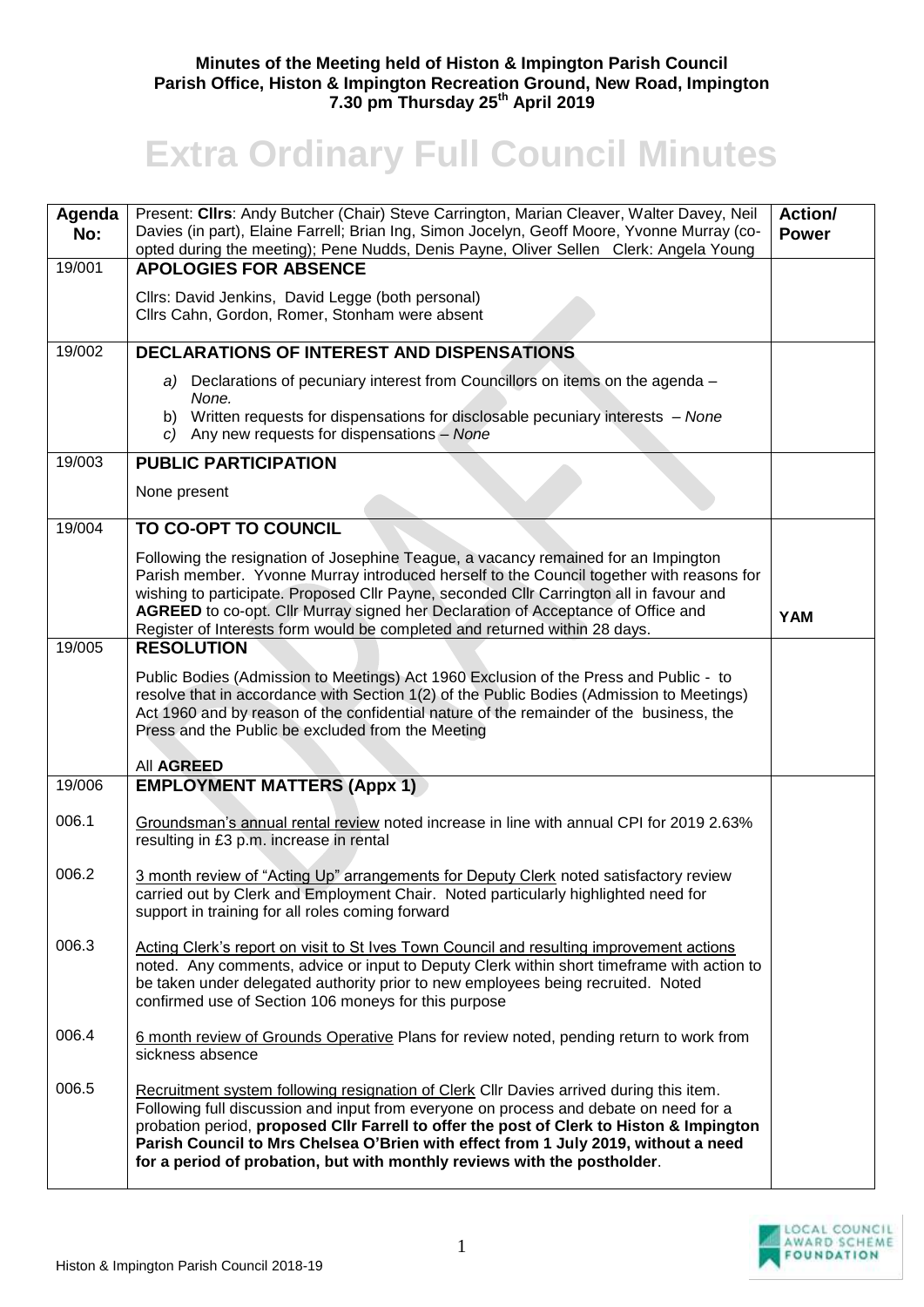**Minutes of the Meeting held of Histon & Impington Parish Council**
**Parish Office, Histon & Impington Recreation Ground, New Road, Impington**
**7.30 pm Thursday 25th April 2019**

# Extra Ordinary Full Council Minutes

| Agenda No: | Present: **Cllrs**: Andy Butcher (Chair) Steve Carrington, Marian Cleaver, Walter Davey, Neil Davies (in part), Elaine Farrell; Brian Ing, Simon Jocelyn, Geoff Moore, Yvonne Murray (co-opted during the meeting); Pene Nudds, Denis Payne, Oliver Sellen Clerk: Angela Young | **Action/ Power** |
|---|---|---|
| 19/001 | **APOLOGIES FOR ABSENCE**<br><br>Cllrs: David Jenkins, David Legge (both personal)<br>Cllrs Cahn, Gordon, Romer, Stonham were absent | |
| 19/002 | **DECLARATIONS OF INTEREST AND DISPENSATIONS**<br><br>*a)* Declarations of pecuniary interest from Councillors on items on the agenda – *None.*<br>b) Written requests for dispensations for disclosable pecuniary interests – *None*<br>*c)* Any new requests for dispensations – *None* | |
| 19/003 | **PUBLIC PARTICIPATION**<br><br>None present | |
| 19/004 | **TO CO-OPT TO COUNCIL**<br><br>Following the resignation of Josephine Teague, a vacancy remained for an Impington Parish member. Yvonne Murray introduced herself to the Council together with reasons for wishing to participate. Proposed Cllr Payne, seconded Cllr Carrington all in favour and **AGREED** to co-opt. Cllr Murray signed her Declaration of Acceptance of Office and Register of Interests form would be completed and returned within 28 days. | **YAM** |
| 19/005 | **RESOLUTION**<br><br>Public Bodies (Admission to Meetings) Act 1960 Exclusion of the Press and Public - to resolve that in accordance with Section 1(2) of the Public Bodies (Admission to Meetings) Act 1960 and by reason of the confidential nature of the remainder of the business, the Press and the Public be excluded from the Meeting<br><br>All **AGREED** | |
| 19/006 | **EMPLOYMENT MATTERS (Appx 1)** | |
| 006.1 | Groundsman's annual rental review noted increase in line with annual CPI for 2019 2.63% resulting in £3 p.m. increase in rental | |
| 006.2 | 3 month review of "Acting Up" arrangements for Deputy Clerk noted satisfactory review carried out by Clerk and Employment Chair. Noted particularly highlighted need for support in training for all roles coming forward | |
| 006.3 | Acting Clerk's report on visit to St Ives Town Council and resulting improvement actions noted. Any comments, advice or input to Deputy Clerk within short timeframe with action to be taken under delegated authority prior to new employees being recruited. Noted confirmed use of Section 106 moneys for this purpose | |
| 006.4 | 6 month review of Grounds Operative Plans for review noted, pending return to work from sickness absence | |
| 006.5 | Recruitment system following resignation of Clerk Cllr Davies arrived during this item. Following full discussion and input from everyone on process and debate on need for a probation period, **proposed Cllr Farrell to offer the post of Clerk to Histon & Impington Parish Council to Mrs Chelsea O'Brien with effect from 1 July 2019, without a need for a period of probation, but with monthly reviews with the postholder**. | |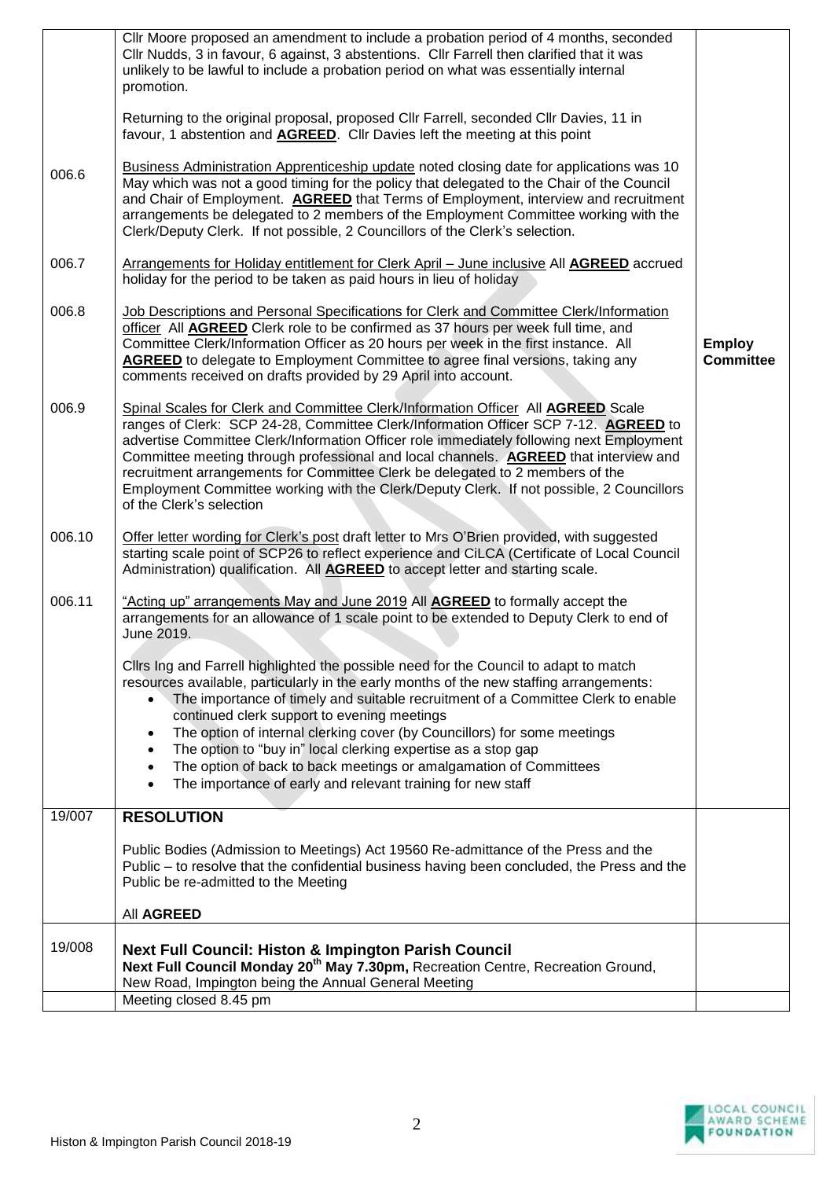| | | |
|---|---|---|
| | Cllr Moore proposed an amendment to include a probation period of 4 months, seconded Cllr Nudds, 3 in favour, 6 against, 3 abstentions. Cllr Farrell then clarified that it was unlikely to be lawful to include a probation period on what was essentially internal promotion.<br><br>Returning to the original proposal, proposed Cllr Farrell, seconded Cllr Davies, 11 in favour, 1 abstention and **AGREED**. Cllr Davies left the meeting at this point | |
| 006.6 | Business Administration Apprenticeship update noted closing date for applications was 10 May which was not a good timing for the policy that delegated to the Chair of the Council and Chair of Employment. **AGREED** that Terms of Employment, interview and recruitment arrangements be delegated to 2 members of the Employment Committee working with the Clerk/Deputy Clerk. If not possible, 2 Councillors of the Clerk's selection. | |
| 006.7 | Arrangements for Holiday entitlement for Clerk April – June inclusive All **AGREED** accrued holiday for the period to be taken as paid hours in lieu of holiday | |
| 006.8 | Job Descriptions and Personal Specifications for Clerk and Committee Clerk/Information officer All **AGREED** Clerk role to be confirmed as 37 hours per week full time, and Committee Clerk/Information Officer as 20 hours per week in the first instance. All **AGREED** to delegate to Employment Committee to agree final versions, taking any comments received on drafts provided by 29 April into account. | **Employ Committee** |
| 006.9 | Spinal Scales for Clerk and Committee Clerk/Information Officer All **AGREED** Scale ranges of Clerk: SCP 24-28, Committee Clerk/Information Officer SCP 7-12. **AGREED** to advertise Committee Clerk/Information Officer role immediately following next Employment Committee meeting through professional and local channels. **AGREED** that interview and recruitment arrangements for Committee Clerk be delegated to 2 members of the Employment Committee working with the Clerk/Deputy Clerk. If not possible, 2 Councillors of the Clerk's selection | |
| 006.10 | Offer letter wording for Clerk's post draft letter to Mrs O'Brien provided, with suggested starting scale point of SCP26 to reflect experience and CiLCA (Certificate of Local Council Administration) qualification. All **AGREED** to accept letter and starting scale. | |
| 006.11 | "Acting up" arrangements May and June 2019 All **AGREED** to formally accept the arrangements for an allowance of 1 scale point to be extended to Deputy Clerk to end of June 2019.<br><br>Cllrs Ing and Farrell highlighted the possible need for the Council to adapt to match resources available, particularly in the early months of the new staffing arrangements:<br>• The importance of timely and suitable recruitment of a Committee Clerk to enable continued clerk support to evening meetings<br>• The option of internal clerking cover (by Councillors) for some meetings<br>• The option to "buy in" local clerking expertise as a stop gap<br>• The option of back to back meetings or amalgamation of Committees<br>• The importance of early and relevant training for new staff | |
| 19/007 | **RESOLUTION**<br><br>Public Bodies (Admission to Meetings) Act 19560 Re-admittance of the Press and the Public – to resolve that the confidential business having been concluded, the Press and the Public be re-admitted to the Meeting<br><br>All **AGREED** | |
| 19/008 | **Next Full Council: Histon & Impington Parish Council**<br>**Next Full Council Monday 20th May 7.30pm,** Recreation Centre, Recreation Ground, New Road, Impington being the Annual General Meeting | |
| | Meeting closed 8.45 pm | |

Histon & Impington Parish Council 2018-19